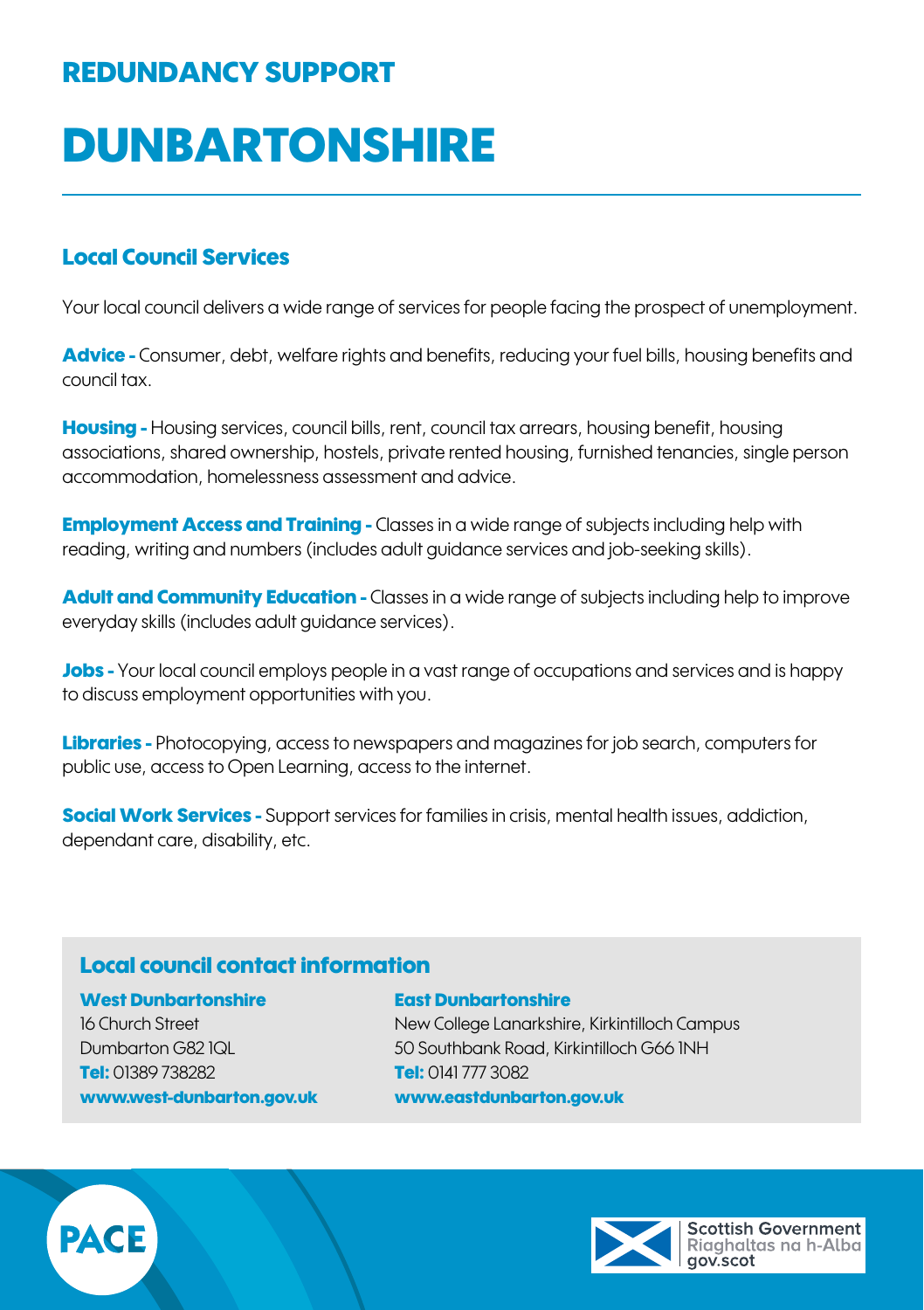## REDUNDANCY SUPPORT

# DUNBARTONSHIRE

### Local Council Services

Your local council delivers a wide range of services for people facing the prospect of unemployment.

**Advice -** Consumer, debt, welfare rights and benefits, reducing your fuel bills, housing benefits and council tax.

**Housing -** Housing services, council bills, rent, council tax arrears, housing benefit, housing associations, shared ownership, hostels, private rented housing, furnished tenancies, single person accommodation, homelessness assessment and advice.

**Employment Access and Training -** Classes in a wide range of subjects including help with reading, writing and numbers (includes adult guidance services and job-seeking skills).

**Adult and Community Education -** Classes in a wide range of subjects including help to improve everyday skills (includes adult guidance services).

**Jobs -** Your local council employs people in a vast range of occupations and services and is happy to discuss employment opportunities with you.

**Libraries -** Photocopying, access to newspapers and magazines for job search, computers for public use, access to Open Learning, access to the internet.

**Social Work Services -** Support services for families in crisis, mental health issues, addiction, dependant care, disability, etc.

### Local council contact information

**West Dunbartonshire**
16 Church Street
Dumbarton G82 1QL
**Tel:** 01389 738282
**www.west-dunbarton.gov.uk**

**East Dunbartonshire**
New College Lanarkshire, Kirkintilloch Campus
50 Southbank Road, Kirkintilloch G66 1NH
**Tel:** 0141 777 3082
**www.eastdunbarton.gov.uk**

PACE

Scottish Government
Riaghaltas na h-Alba
gov.scot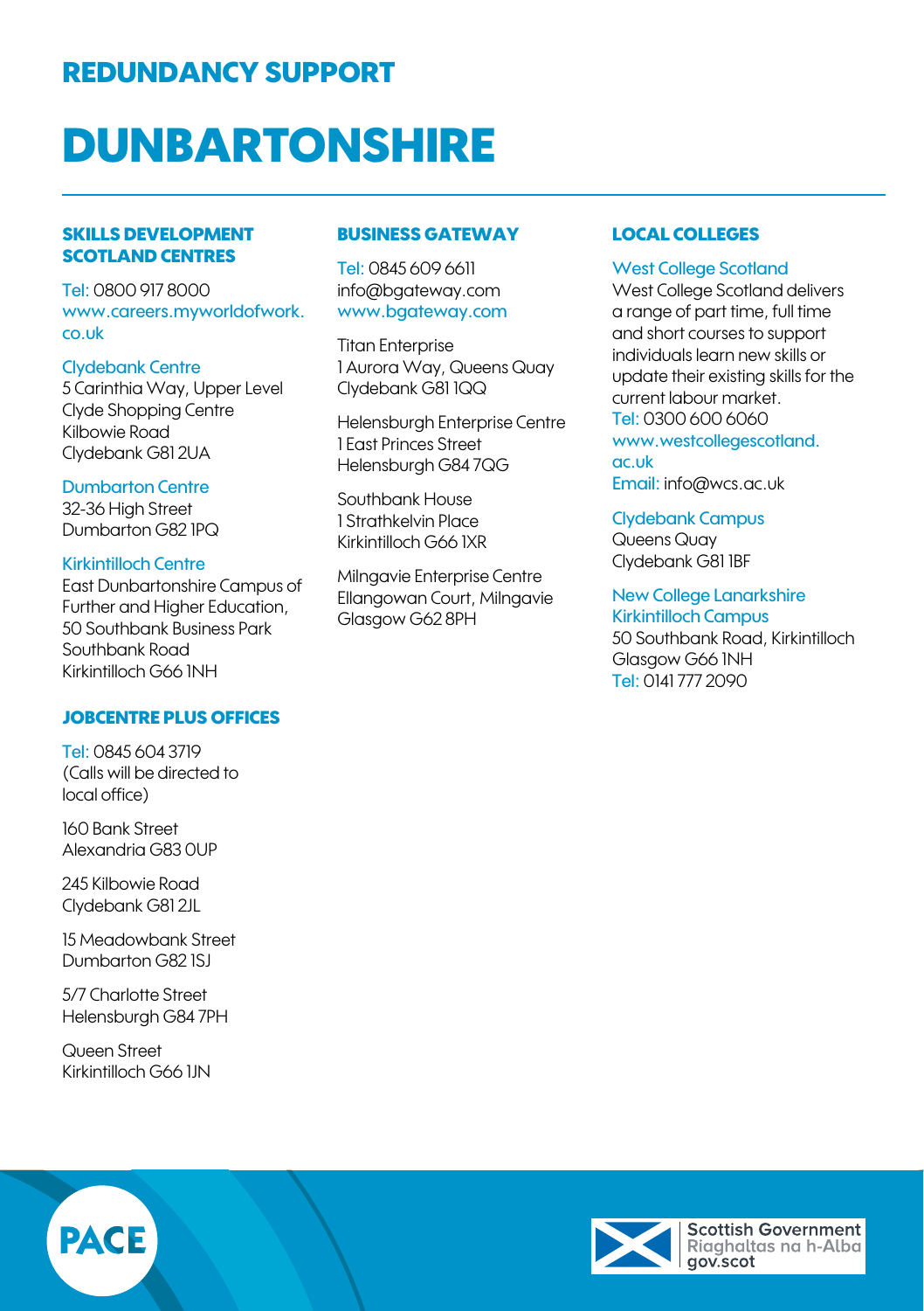## REDUNDANCY SUPPORT

# DUNBARTONSHIRE

### SKILLS DEVELOPMENT SCOTLAND CENTRES

Tel: 0800 917 8000
www.careers.myworldofwork.co.uk

**Clydebank Centre**
5 Carinthia Way, Upper Level
Clyde Shopping Centre
Kilbowie Road
Clydebank G81 2UA

**Dumbarton Centre**
32-36 High Street
Dumbarton G82 1PQ

**Kirkintilloch Centre**
East Dunbartonshire Campus of Further and Higher Education,
50 Southbank Business Park
Southbank Road
Kirkintilloch G66 1NH

### JOBCENTRE PLUS OFFICES

Tel: 0845 604 3719
(Calls will be directed to local office)

160 Bank Street
Alexandria G83 0UP

245 Kilbowie Road
Clydebank G81 2JL

15 Meadowbank Street
Dumbarton G82 1SJ

5/7 Charlotte Street
Helensburgh G84 7PH

Queen Street
Kirkintilloch G66 1JN

### BUSINESS GATEWAY

Tel: 0845 609 6611
info@bgateway.com
www.bgateway.com

Titan Enterprise
1 Aurora Way, Queens Quay
Clydebank G81 1QQ

Helensburgh Enterprise Centre
1 East Princes Street
Helensburgh G84 7QG

Southbank House
1 Strathkelvin Place
Kirkintilloch G66 1XR

Milngavie Enterprise Centre
Ellangowan Court, Milngavie
Glasgow G62 8PH

### LOCAL COLLEGES

**West College Scotland**
West College Scotland delivers a range of part time, full time and short courses to support individuals learn new skills or update their existing skills for the current labour market.
Tel: 0300 600 6060
www.westcollegescotland.ac.uk
Email: info@wcs.ac.uk

**Clydebank Campus**
Queens Quay
Clydebank G81 1BF

**New College Lanarkshire Kirkintilloch Campus**
50 Southbank Road, Kirkintilloch
Glasgow G66 1NH
Tel: 0141 777 2090

PACE

Scottish Government
Riaghaltas na h-Alba
gov.scot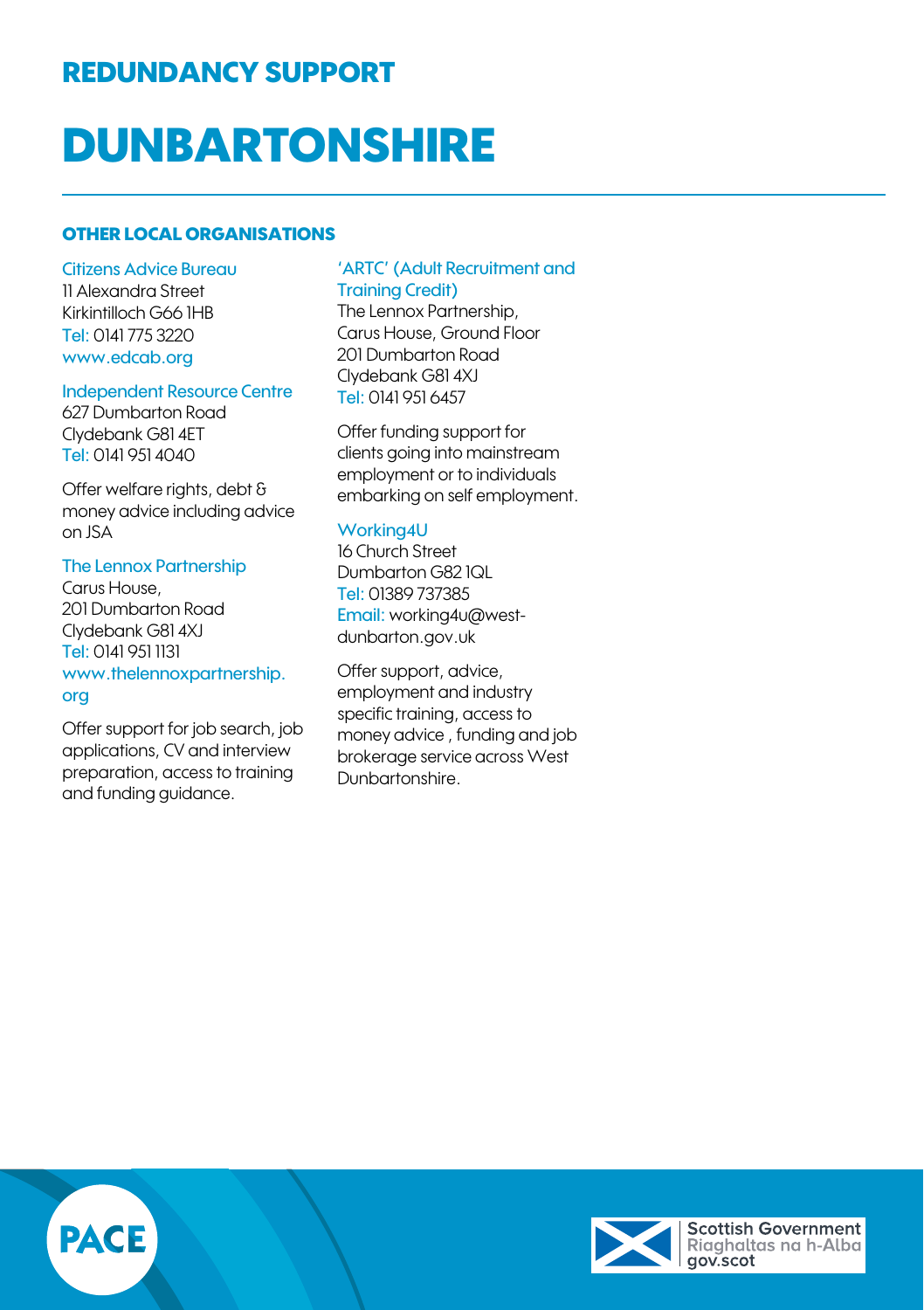## REDUNDANCY SUPPORT

# DUNBARTONSHIRE

### OTHER LOCAL ORGANISATIONS

**Citizens Advice Bureau**
11 Alexandra Street
Kirkintilloch G66 1HB
Tel: 0141 775 3220
www.edcab.org

**Independent Resource Centre**
627 Dumbarton Road
Clydebank G81 4ET
Tel: 0141 951 4040

Offer welfare rights, debt & money advice including advice on JSA

**The Lennox Partnership**
Carus House,
201 Dumbarton Road
Clydebank G81 4XJ
Tel: 0141 951 1131
www.thelennoxpartnership.org

Offer support for job search, job applications, CV and interview preparation, access to training and funding guidance.

**'ARTC' (Adult Recruitment and Training Credit)**
The Lennox Partnership,
Carus House, Ground Floor
201 Dumbarton Road
Clydebank G81 4XJ
Tel: 0141 951 6457

Offer funding support for clients going into mainstream employment or to individuals embarking on self employment.

**Working4U**
16 Church Street
Dumbarton G82 1QL
Tel: 01389 737385
Email: working4u@west-dunbarton.gov.uk

Offer support, advice, employment and industry specific training, access to money advice , funding and job brokerage service across West Dunbartonshire.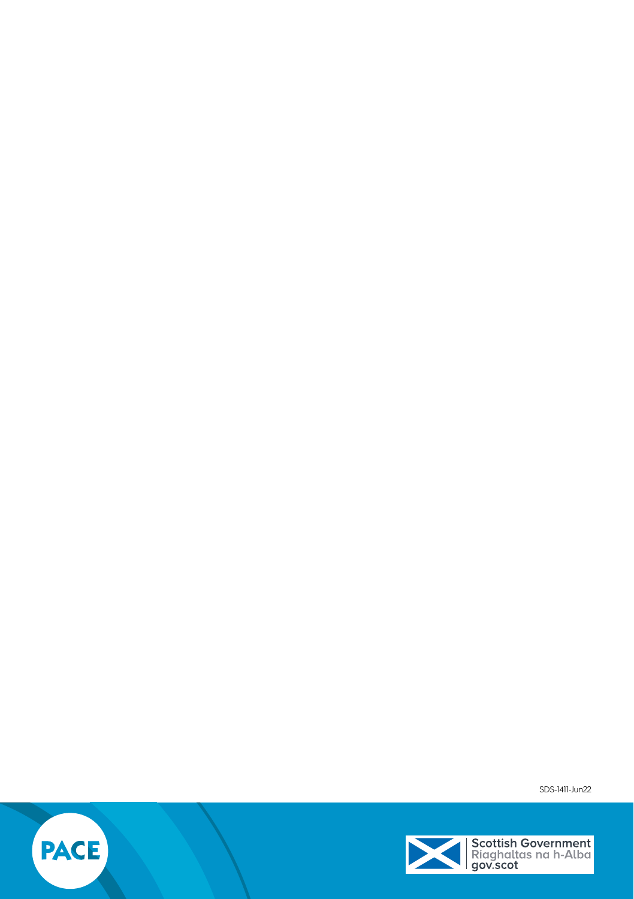SDS-1411-Jun22

PACE

Scottish Government
Riaghaltas na h-Alba
gov.scot